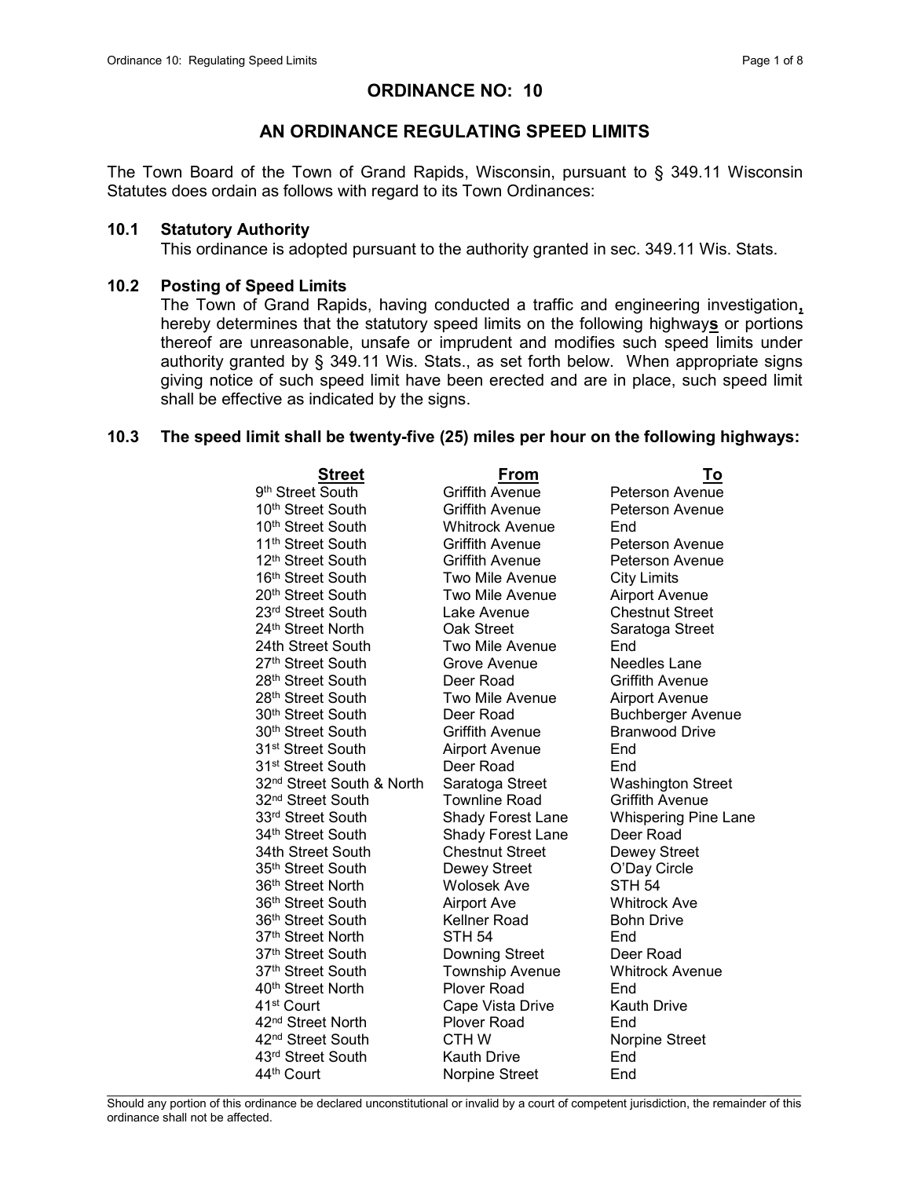# ORDINANCE NO: 10

## AN ORDINANCE REGULATING SPEED LIMITS

The Town Board of the Town of Grand Rapids, Wisconsin, pursuant to § 349.11 Wisconsin Statutes does ordain as follows with regard to its Town Ordinances:

### 10.1 Statutory Authority

This ordinance is adopted pursuant to the authority granted in sec. 349.11 Wis. Stats.

### 10.2 Posting of Speed Limits

The Town of Grand Rapids, having conducted a traffic and engineering investigation**,** hereby determines that the statutory speed limits on the following highway**s** or portions thereof are unreasonable, unsafe or imprudent and modifies such speed limits under authority granted by § 349.11 Wis. Stats., as set forth below. When appropriate signs giving notice of such speed limit have been erected and are in place, such speed limit shall be effective as indicated by the signs.

### 10.3 The speed limit shall be twenty-five (25) miles per hour on the following highways:

| Street | From | To |
|---|---|---|
| 9th Street South | Griffith Avenue | Peterson Avenue |
| 10th Street South | Griffith Avenue | Peterson Avenue |
| 10th Street South | Whitrock Avenue | End |
| 11th Street South | Griffith Avenue | Peterson Avenue |
| 12th Street South | Griffith Avenue | Peterson Avenue |
| 16th Street South | Two Mile Avenue | City Limits |
| 20th Street South | Two Mile Avenue | Airport Avenue |
| 23rd Street South | Lake Avenue | Chestnut Street |
| 24th Street North | Oak Street | Saratoga Street |
| 24th Street South | Two Mile Avenue | End |
| 27th Street South | Grove Avenue | Needles Lane |
| 28th Street South | Deer Road | Griffith Avenue |
| 28th Street South | Two Mile Avenue | Airport Avenue |
| 30th Street South | Deer Road | Buchberger Avenue |
| 30th Street South | Griffith Avenue | Branwood Drive |
| 31st Street South | Airport Avenue | End |
| 31st Street South | Deer Road | End |
| 32nd Street South & North | Saratoga Street | Washington Street |
| 32nd Street South | Townline Road | Griffith Avenue |
| 33rd Street South | Shady Forest Lane | Whispering Pine Lane |
| 34th Street South | Shady Forest Lane | Deer Road |
| 34th Street South | Chestnut Street | Dewey Street |
| 35th Street South | Dewey Street | O'Day Circle |
| 36th Street North | Wolosek Ave | STH 54 |
| 36th Street South | Airport Ave | Whitrock Ave |
| 36th Street South | Kellner Road | Bohn Drive |
| 37th Street North | STH 54 | End |
| 37th Street South | Downing Street | Deer Road |
| 37th Street South | Township Avenue | Whitrock Avenue |
| 40th Street North | Plover Road | End |
| 41st Court | Cape Vista Drive | Kauth Drive |
| 42nd Street North | Plover Road | End |
| 42nd Street South | CTH W | Norpine Street |
| 43rd Street South | Kauth Drive | End |
| 44th Court | Norpine Street | End |

Should any portion of this ordinance be declared unconstitutional or invalid by a court of competent jurisdiction, the remainder of this ordinance shall not be affected.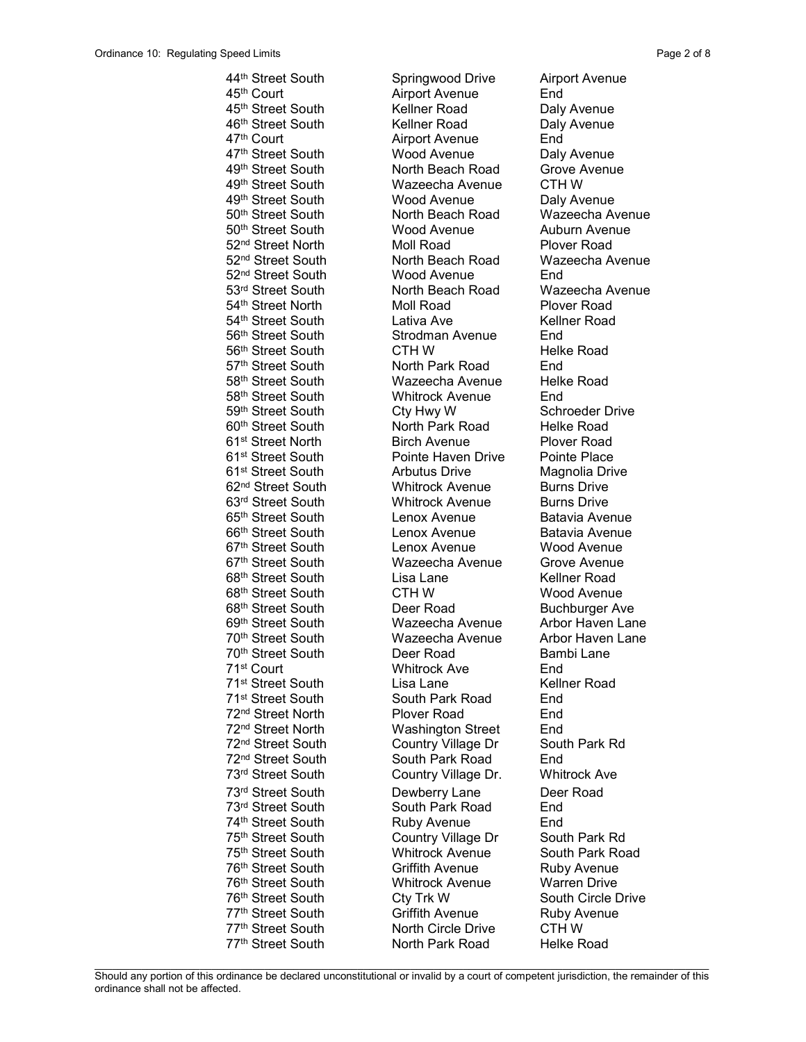| | | |
|---|---|---|
| 44th Street South | Springwood Drive | Airport Avenue |
| 45th Court | Airport Avenue | End |
| 45th Street South | Kellner Road | Daly Avenue |
| 46th Street South | Kellner Road | Daly Avenue |
| 47th Court | Airport Avenue | End |
| 47th Street South | Wood Avenue | Daly Avenue |
| 49th Street South | North Beach Road | Grove Avenue |
| 49th Street South | Wazeecha Avenue | CTH W |
| 49th Street South | Wood Avenue | Daly Avenue |
| 50th Street South | North Beach Road | Wazeecha Avenue |
| 50th Street South | Wood Avenue | Auburn Avenue |
| 52nd Street North | Moll Road | Plover Road |
| 52nd Street South | North Beach Road | Wazeecha Avenue |
| 52nd Street South | Wood Avenue | End |
| 53rd Street South | North Beach Road | Wazeecha Avenue |
| 54th Street North | Moll Road | Plover Road |
| 54th Street South | Lativa Ave | Kellner Road |
| 56th Street South | Strodman Avenue | End |
| 56th Street South | CTH W | Helke Road |
| 57th Street South | North Park Road | End |
| 58th Street South | Wazeecha Avenue | Helke Road |
| 58th Street South | Whitrock Avenue | End |
| 59th Street South | Cty Hwy W | Schroeder Drive |
| 60th Street South | North Park Road | Helke Road |
| 61st Street North | Birch Avenue | Plover Road |
| 61st Street South | Pointe Haven Drive | Pointe Place |
| 61st Street South | Arbutus Drive | Magnolia Drive |
| 62nd Street South | Whitrock Avenue | Burns Drive |
| 63rd Street South | Whitrock Avenue | Burns Drive |
| 65th Street South | Lenox Avenue | Batavia Avenue |
| 66th Street South | Lenox Avenue | Batavia Avenue |
| 67th Street South | Lenox Avenue | Wood Avenue |
| 67th Street South | Wazeecha Avenue | Grove Avenue |
| 68th Street South | Lisa Lane | Kellner Road |
| 68th Street South | CTH W | Wood Avenue |
| 68th Street South | Deer Road | Buchburger Ave |
| 69th Street South | Wazeecha Avenue | Arbor Haven Lane |
| 70th Street South | Wazeecha Avenue | Arbor Haven Lane |
| 70th Street South | Deer Road | Bambi Lane |
| 71st Court | Whitrock Ave | End |
| 71st Street South | Lisa Lane | Kellner Road |
| 71st Street South | South Park Road | End |
| 72nd Street North | Plover Road | End |
| 72nd Street North | Washington Street | End |
| 72nd Street South | Country Village Dr | South Park Rd |
| 72nd Street South | South Park Road | End |
| 73rd Street South | Country Village Dr. | Whitrock Ave |
| 73rd Street South | Dewberry Lane | Deer Road |
| 73rd Street South | South Park Road | End |
| 74th Street South | Ruby Avenue | End |
| 75th Street South | Country Village Dr | South Park Rd |
| 75th Street South | Whitrock Avenue | South Park Road |
| 76th Street South | Griffith Avenue | Ruby Avenue |
| 76th Street South | Whitrock Avenue | Warren Drive |
| 76th Street South | Cty Trk W | South Circle Drive |
| 77th Street South | Griffith Avenue | Ruby Avenue |
| 77th Street South | North Circle Drive | CTH W |
| 77th Street South | North Park Road | Helke Road |

Should any portion of this ordinance be declared unconstitutional or invalid by a court of competent jurisdiction, the remainder of this ordinance shall not be affected.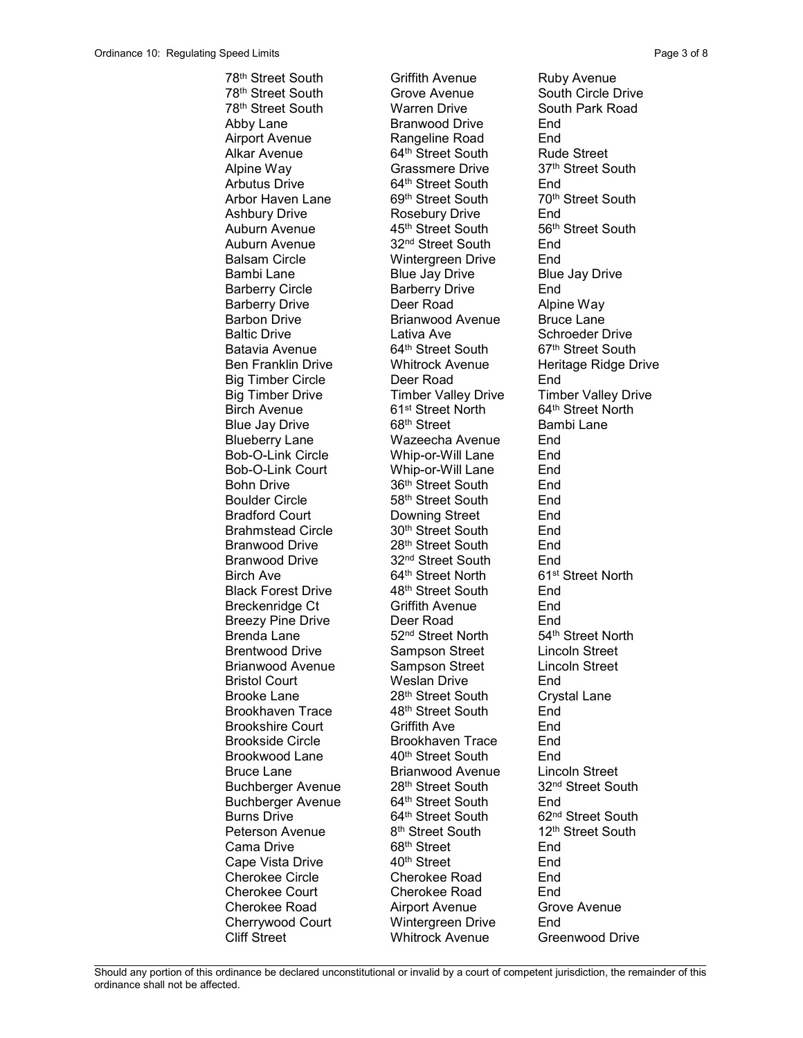| | | |
|---|---|---|
| 78th Street South | Griffith Avenue | Ruby Avenue |
| 78th Street South | Grove Avenue | South Circle Drive |
| 78th Street South | Warren Drive | South Park Road |
| Abby Lane | Branwood Drive | End |
| Airport Avenue | Rangeline Road | End |
| Alkar Avenue | 64th Street South | Rude Street |
| Alpine Way | Grassmere Drive | 37th Street South |
| Arbutus Drive | 64th Street South | End |
| Arbor Haven Lane | 69th Street South | 70th Street South |
| Ashbury Drive | Rosebury Drive | End |
| Auburn Avenue | 45th Street South | 56th Street South |
| Auburn Avenue | 32nd Street South | End |
| Balsam Circle | Wintergreen Drive | End |
| Bambi Lane | Blue Jay Drive | Blue Jay Drive |
| Barberry Circle | Barberry Drive | End |
| Barberry Drive | Deer Road | Alpine Way |
| Barbon Drive | Brianwood Avenue | Bruce Lane |
| Baltic Drive | Lativa Ave | Schroeder Drive |
| Batavia Avenue | 64th Street South | 67th Street South |
| Ben Franklin Drive | Whitrock Avenue | Heritage Ridge Drive |
| Big Timber Circle | Deer Road | End |
| Big Timber Drive | Timber Valley Drive | Timber Valley Drive |
| Birch Avenue | 61st Street North | 64th Street North |
| Blue Jay Drive | 68th Street | Bambi Lane |
| Blueberry Lane | Wazeecha Avenue | End |
| Bob-O-Link Circle | Whip-or-Will Lane | End |
| Bob-O-Link Court | Whip-or-Will Lane | End |
| Bohn Drive | 36th Street South | End |
| Boulder Circle | 58th Street South | End |
| Bradford Court | Downing Street | End |
| Brahmstead Circle | 30th Street South | End |
| Branwood Drive | 28th Street South | End |
| Branwood Drive | 32nd Street South | End |
| Birch Ave | 64th Street North | 61st Street North |
| Black Forest Drive | 48th Street South | End |
| Breckenridge Ct | Griffith Avenue | End |
| Breezy Pine Drive | Deer Road | End |
| Brenda Lane | 52nd Street North | 54th Street North |
| Brentwood Drive | Sampson Street | Lincoln Street |
| Brianwood Avenue | Sampson Street | Lincoln Street |
| Bristol Court | Weslan Drive | End |
| Brooke Lane | 28th Street South | Crystal Lane |
| Brookhaven Trace | 48th Street South | End |
| Brookshire Court | Griffith Ave | End |
| Brookside Circle | Brookhaven Trace | End |
| Brookwood Lane | 40th Street South | End |
| Bruce Lane | Brianwood Avenue | Lincoln Street |
| Buchberger Avenue | 28th Street South | 32nd Street South |
| Buchberger Avenue | 64th Street South | End |
| Burns Drive | 64th Street South | 62nd Street South |
| Peterson Avenue | 8th Street South | 12th Street South |
| Cama Drive | 68th Street | End |
| Cape Vista Drive | 40th Street | End |
| Cherokee Circle | Cherokee Road | End |
| Cherokee Court | Cherokee Road | End |
| Cherokee Road | Airport Avenue | Grove Avenue |
| Cherrywood Court | Wintergreen Drive | End |
| Cliff Street | Whitrock Avenue | Greenwood Drive |

Should any portion of this ordinance be declared unconstitutional or invalid by a court of competent jurisdiction, the remainder of this ordinance shall not be affected.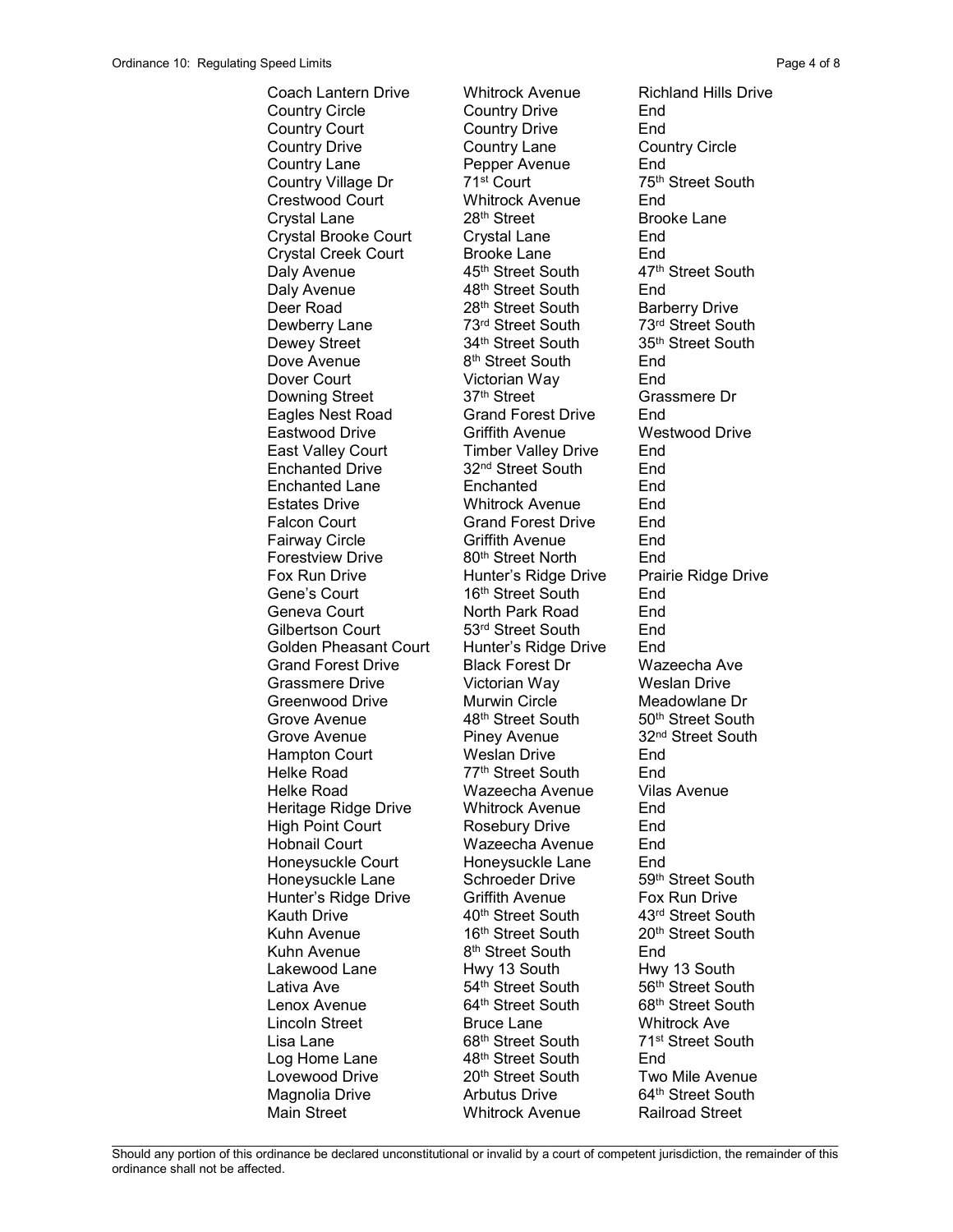| | | |
|---|---|---|
| Coach Lantern Drive | Whitrock Avenue | Richland Hills Drive |
| Country Circle | Country Drive | End |
| Country Court | Country Drive | End |
| Country Drive | Country Lane | Country Circle |
| Country Lane | Pepper Avenue | End |
| Country Village Dr | 71st Court | 75th Street South |
| Crestwood Court | Whitrock Avenue | End |
| Crystal Lane | 28th Street | Brooke Lane |
| Crystal Brooke Court | Crystal Lane | End |
| Crystal Creek Court | Brooke Lane | End |
| Daly Avenue | 45th Street South | 47th Street South |
| Daly Avenue | 48th Street South | End |
| Deer Road | 28th Street South | Barberry Drive |
| Dewberry Lane | 73rd Street South | 73rd Street South |
| Dewey Street | 34th Street South | 35th Street South |
| Dove Avenue | 8th Street South | End |
| Dover Court | Victorian Way | End |
| Downing Street | 37th Street | Grassmere Dr |
| Eagles Nest Road | Grand Forest Drive | End |
| Eastwood Drive | Griffith Avenue | Westwood Drive |
| East Valley Court | Timber Valley Drive | End |
| Enchanted Drive | 32nd Street South | End |
| Enchanted Lane | Enchanted | End |
| Estates Drive | Whitrock Avenue | End |
| Falcon Court | Grand Forest Drive | End |
| Fairway Circle | Griffith Avenue | End |
| Forestview Drive | 80th Street North | End |
| Fox Run Drive | Hunter's Ridge Drive | Prairie Ridge Drive |
| Gene's Court | 16th Street South | End |
| Geneva Court | North Park Road | End |
| Gilbertson Court | 53rd Street South | End |
| Golden Pheasant Court | Hunter's Ridge Drive | End |
| Grand Forest Drive | Black Forest Dr | Wazeecha Ave |
| Grassmere Drive | Victorian Way | Weslan Drive |
| Greenwood Drive | Murwin Circle | Meadowlane Dr |
| Grove Avenue | 48th Street South | 50th Street South |
| Grove Avenue | Piney Avenue | 32nd Street South |
| Hampton Court | Weslan Drive | End |
| Helke Road | 77th Street South | End |
| Helke Road | Wazeecha Avenue | Vilas Avenue |
| Heritage Ridge Drive | Whitrock Avenue | End |
| High Point Court | Rosebury Drive | End |
| Hobnail Court | Wazeecha Avenue | End |
| Honeysuckle Court | Honeysuckle Lane | End |
| Honeysuckle Lane | Schroeder Drive | 59th Street South |
| Hunter's Ridge Drive | Griffith Avenue | Fox Run Drive |
| Kauth Drive | 40th Street South | 43rd Street South |
| Kuhn Avenue | 16th Street South | 20th Street South |
| Kuhn Avenue | 8th Street South | End |
| Lakewood Lane | Hwy 13 South | Hwy 13 South |
| Lativa Ave | 54th Street South | 56th Street South |
| Lenox Avenue | 64th Street South | 68th Street South |
| Lincoln Street | Bruce Lane | Whitrock Ave |
| Lisa Lane | 68th Street South | 71st Street South |
| Log Home Lane | 48th Street South | End |
| Lovewood Drive | 20th Street South | Two Mile Avenue |
| Magnolia Drive | Arbutus Drive | 64th Street South |
| Main Street | Whitrock Avenue | Railroad Street |

Should any portion of this ordinance be declared unconstitutional or invalid by a court of competent jurisdiction, the remainder of this ordinance shall not be affected.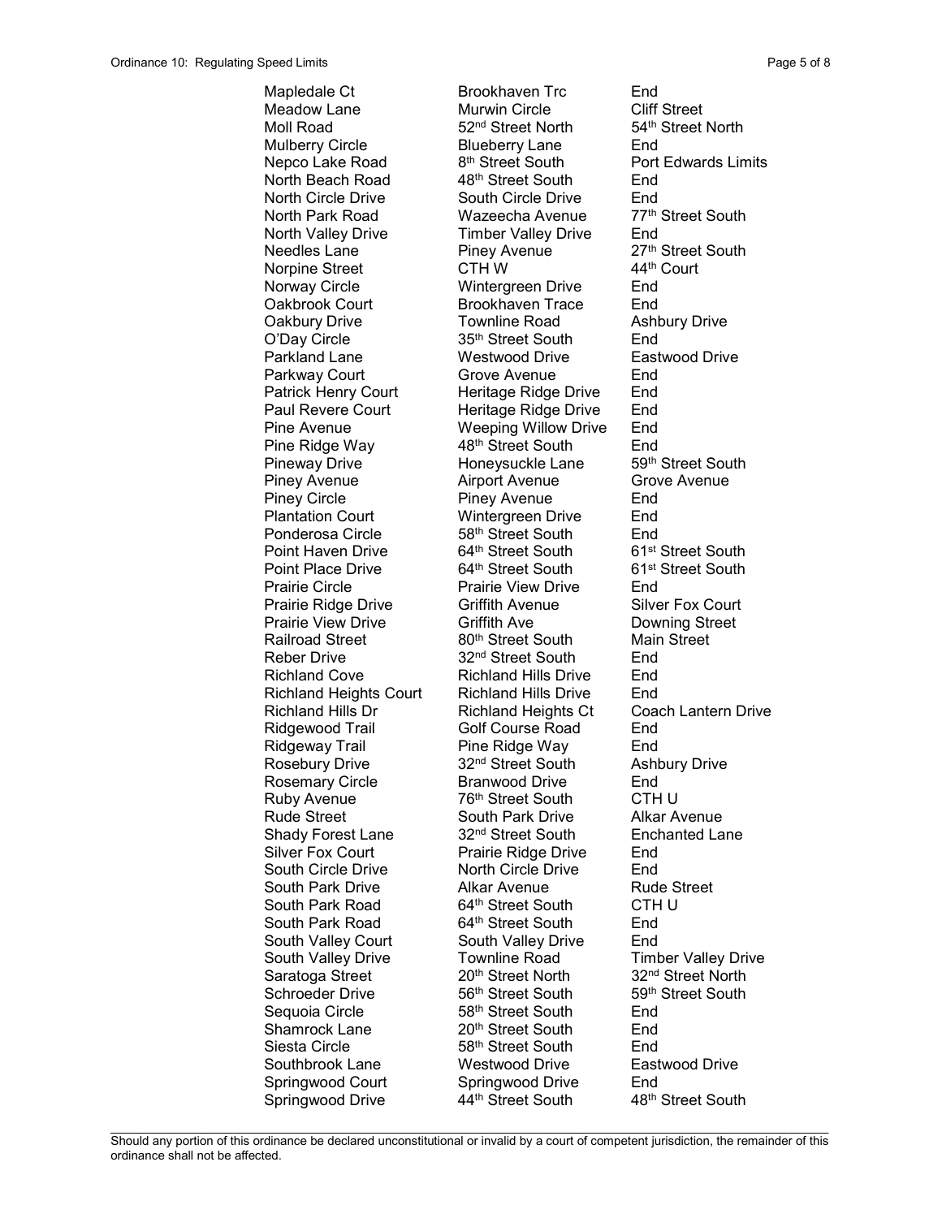| | | |
|---|---|---|
| Mapledale Ct | Brookhaven Trc | End |
| Meadow Lane | Murwin Circle | Cliff Street |
| Moll Road | 52nd Street North | 54th Street North |
| Mulberry Circle | Blueberry Lane | End |
| Nepco Lake Road | 8th Street South | Port Edwards Limits |
| North Beach Road | 48th Street South | End |
| North Circle Drive | South Circle Drive | End |
| North Park Road | Wazeecha Avenue | 77th Street South |
| North Valley Drive | Timber Valley Drive | End |
| Needles Lane | Piney Avenue | 27th Street South |
| Norpine Street | CTH W | 44th Court |
| Norway Circle | Wintergreen Drive | End |
| Oakbrook Court | Brookhaven Trace | End |
| Oakbury Drive | Townline Road | Ashbury Drive |
| O'Day Circle | 35th Street South | End |
| Parkland Lane | Westwood Drive | Eastwood Drive |
| Parkway Court | Grove Avenue | End |
| Patrick Henry Court | Heritage Ridge Drive | End |
| Paul Revere Court | Heritage Ridge Drive | End |
| Pine Avenue | Weeping Willow Drive | End |
| Pine Ridge Way | 48th Street South | End |
| Pineway Drive | Honeysuckle Lane | 59th Street South |
| Piney Avenue | Airport Avenue | Grove Avenue |
| Piney Circle | Piney Avenue | End |
| Plantation Court | Wintergreen Drive | End |
| Ponderosa Circle | 58th Street South | End |
| Point Haven Drive | 64th Street South | 61st Street South |
| Point Place Drive | 64th Street South | 61st Street South |
| Prairie Circle | Prairie View Drive | End |
| Prairie Ridge Drive | Griffith Avenue | Silver Fox Court |
| Prairie View Drive | Griffith Ave | Downing Street |
| Railroad Street | 80th Street South | Main Street |
| Reber Drive | 32nd Street South | End |
| Richland Cove | Richland Hills Drive | End |
| Richland Heights Court | Richland Hills Drive | End |
| Richland Hills Dr | Richland Heights Ct | Coach Lantern Drive |
| Ridgewood Trail | Golf Course Road | End |
| Ridgeway Trail | Pine Ridge Way | End |
| Rosebury Drive | 32nd Street South | Ashbury Drive |
| Rosemary Circle | Branwood Drive | End |
| Ruby Avenue | 76th Street South | CTH U |
| Rude Street | South Park Drive | Alkar Avenue |
| Shady Forest Lane | 32nd Street South | Enchanted Lane |
| Silver Fox Court | Prairie Ridge Drive | End |
| South Circle Drive | North Circle Drive | End |
| South Park Drive | Alkar Avenue | Rude Street |
| South Park Road | 64th Street South | CTH U |
| South Park Road | 64th Street South | End |
| South Valley Court | South Valley Drive | End |
| South Valley Drive | Townline Road | Timber Valley Drive |
| Saratoga Street | 20th Street North | 32nd Street North |
| Schroeder Drive | 56th Street South | 59th Street South |
| Sequoia Circle | 58th Street South | End |
| Shamrock Lane | 20th Street South | End |
| Siesta Circle | 58th Street South | End |
| Southbrook Lane | Westwood Drive | Eastwood Drive |
| Springwood Court | Springwood Drive | End |
| Springwood Drive | 44th Street South | 48th Street South |

Should any portion of this ordinance be declared unconstitutional or invalid by a court of competent jurisdiction, the remainder of this ordinance shall not be affected.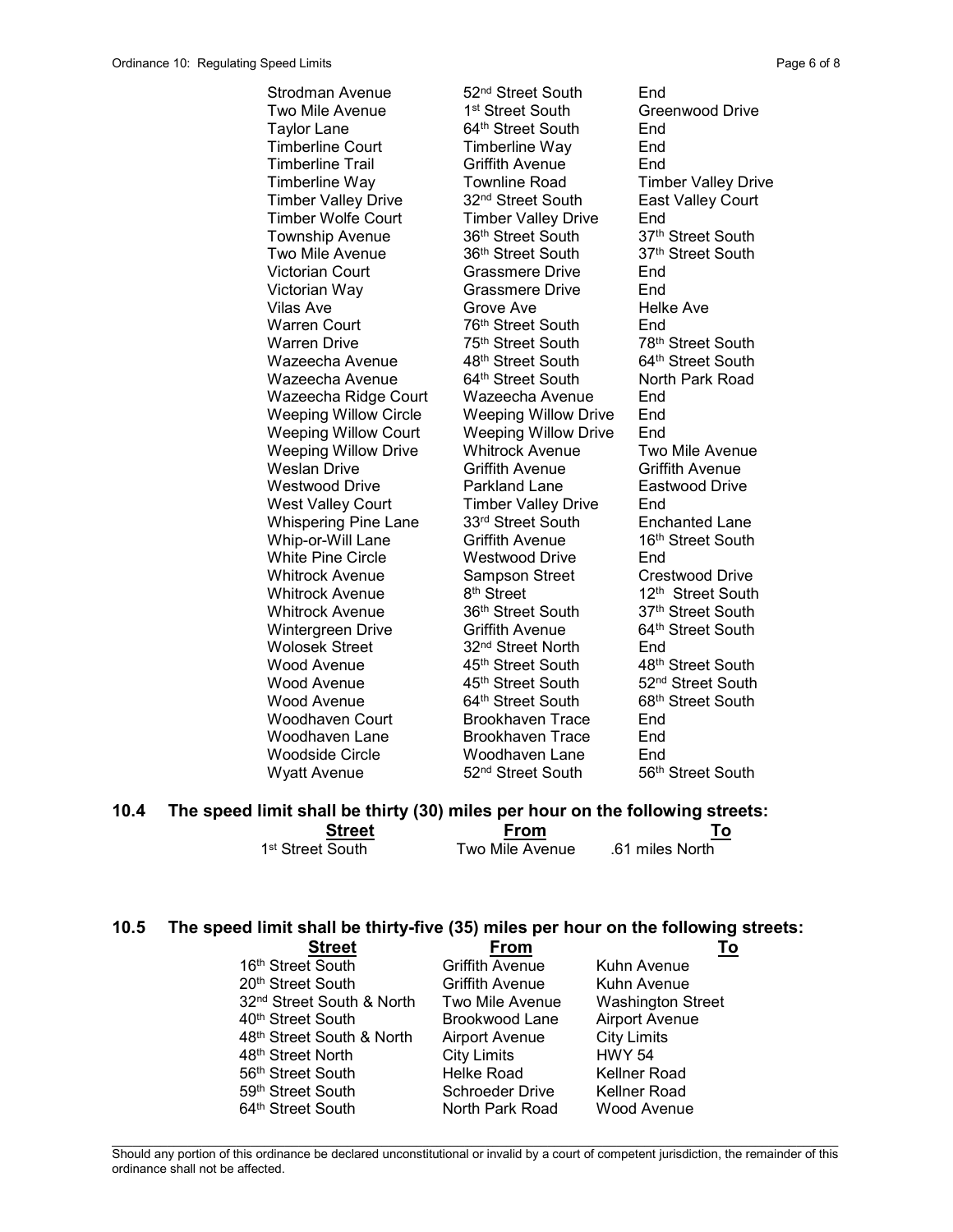| Street | From | To |
|---|---|---|
| Strodman Avenue | 52nd Street South | End |
| Two Mile Avenue | 1st Street South | Greenwood Drive |
| Taylor Lane | 64th Street South | End |
| Timberline Court | Timberline Way | End |
| Timberline Trail | Griffith Avenue | End |
| Timberline Way | Townline Road | Timber Valley Drive |
| Timber Valley Drive | 32nd Street South | East Valley Court |
| Timber Wolfe Court | Timber Valley Drive | End |
| Township Avenue | 36th Street South | 37th Street South |
| Two Mile Avenue | 36th Street South | 37th Street South |
| Victorian Court | Grassmere Drive | End |
| Victorian Way | Grassmere Drive | End |
| Vilas Ave | Grove Ave | Helke Ave |
| Warren Court | 76th Street South | End |
| Warren Drive | 75th Street South | 78th Street South |
| Wazeecha Avenue | 48th Street South | 64th Street South |
| Wazeecha Avenue | 64th Street South | North Park Road |
| Wazeecha Ridge Court | Wazeecha Avenue | End |
| Weeping Willow Circle | Weeping Willow Drive | End |
| Weeping Willow Court | Weeping Willow Drive | End |
| Weeping Willow Drive | Whitrock Avenue | Two Mile Avenue |
| Weslan Drive | Griffith Avenue | Griffith Avenue |
| Westwood Drive | Parkland Lane | Eastwood Drive |
| West Valley Court | Timber Valley Drive | End |
| Whispering Pine Lane | 33rd Street South | Enchanted Lane |
| Whip-or-Will Lane | Griffith Avenue | 16th Street South |
| White Pine Circle | Westwood Drive | End |
| Whitrock Avenue | Sampson Street | Crestwood Drive |
| Whitrock Avenue | 8th Street | 12th Street South |
| Whitrock Avenue | 36th Street South | 37th Street South |
| Wintergreen Drive | Griffith Avenue | 64th Street South |
| Wolosek Street | 32nd Street North | End |
| Wood Avenue | 45th Street South | 48th Street South |
| Wood Avenue | 45th Street South | 52nd Street South |
| Wood Avenue | 64th Street South | 68th Street South |
| Woodhaven Court | Brookhaven Trace | End |
| Woodhaven Lane | Brookhaven Trace | End |
| Woodside Circle | Woodhaven Lane | End |
| Wyatt Avenue | 52nd Street South | 56th Street South |

## 10.4 The speed limit shall be thirty (30) miles per hour on the following streets:

| Street | From | To |
|---|---|---|
| 1st Street South | Two Mile Avenue | .61 miles North |

## 10.5 The speed limit shall be thirty-five (35) miles per hour on the following streets:

| Street | From | To |
|---|---|---|
| 16th Street South | Griffith Avenue | Kuhn Avenue |
| 20th Street South | Griffith Avenue | Kuhn Avenue |
| 32nd Street South & North | Two Mile Avenue | Washington Street |
| 40th Street South | Brookwood Lane | Airport Avenue |
| 48th Street South & North | Airport Avenue | City Limits |
| 48th Street North | City Limits | HWY 54 |
| 56th Street South | Helke Road | Kellner Road |
| 59th Street South | Schroeder Drive | Kellner Road |
| 64th Street South | North Park Road | Wood Avenue |

Should any portion of this ordinance be declared unconstitutional or invalid by a court of competent jurisdiction, the remainder of this ordinance shall not be affected.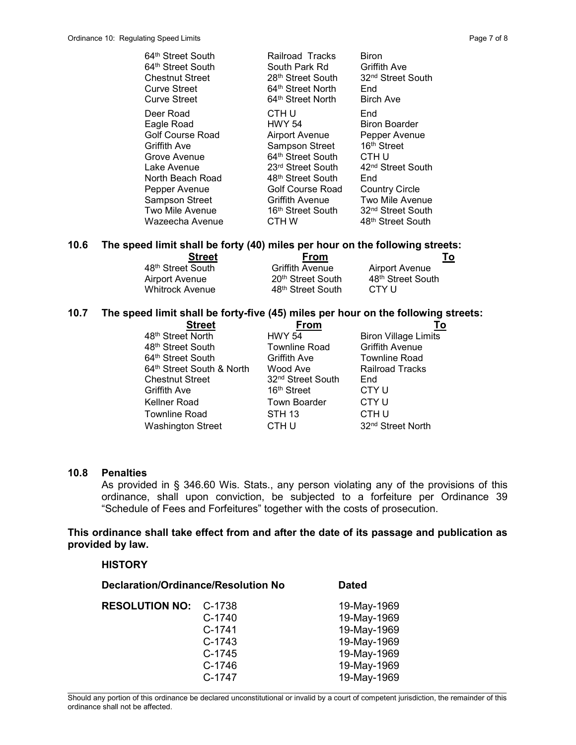| Street | From | To |
| --- | --- | --- |
| 64th Street South | Railroad Tracks | Biron |
| 64th Street South | South Park Rd | Griffith Ave |
| Chestnut Street | 28th Street South | 32nd Street South |
| Curve Street | 64th Street North | End |
| Curve Street | 64th Street North | Birch Ave |
| Deer Road | CTH U | End |
| Eagle Road | HWY 54 | Biron Boarder |
| Golf Course Road | Airport Avenue | Pepper Avenue |
| Griffith Ave | Sampson Street | 16th Street |
| Grove Avenue | 64th Street South | CTH U |
| Lake Avenue | 23rd Street South | 42nd Street South |
| North Beach Road | 48th Street South | End |
| Pepper Avenue | Golf Course Road | Country Circle |
| Sampson Street | Griffith Avenue | Two Mile Avenue |
| Two Mile Avenue | 16th Street South | 32nd Street South |
| Wazeecha Avenue | CTH W | 48th Street South |

## 10.6 The speed limit shall be forty (40) miles per hour on the following streets:

| Street | From | To |
| --- | --- | --- |
| 48th Street South | Griffith Avenue | Airport Avenue |
| Airport Avenue | 20th Street South | 48th Street South |
| Whitrock Avenue | 48th Street South | CTY U |

## 10.7 The speed limit shall be forty-five (45) miles per hour on the following streets:

| Street | From | To |
| --- | --- | --- |
| 48th Street North | HWY 54 | Biron Village Limits |
| 48th Street South | Townline Road | Griffith Avenue |
| 64th Street South | Griffith Ave | Townline Road |
| 64th Street South & North | Wood Ave | Railroad Tracks |
| Chestnut Street | 32nd Street South | End |
| Griffith Ave | 16th Street | CTY U |
| Kellner Road | Town Boarder | CTY U |
| Townline Road | STH 13 | CTH U |
| Washington Street | CTH U | 32nd Street North |

## 10.8 Penalties

As provided in § 346.60 Wis. Stats., any person violating any of the provisions of this ordinance, shall upon conviction, be subjected to a forfeiture per Ordinance 39 "Schedule of Fees and Forfeitures" together with the costs of prosecution.

**This ordinance shall take effect from and after the date of its passage and publication as provided by law.**

### HISTORY

| Declaration/Ordinance/Resolution No | | Dated |
| --- | --- | --- |
| **RESOLUTION NO:** | C-1738 | 19-May-1969 |
| | C-1740 | 19-May-1969 |
| | C-1741 | 19-May-1969 |
| | C-1743 | 19-May-1969 |
| | C-1745 | 19-May-1969 |
| | C-1746 | 19-May-1969 |
| | C-1747 | 19-May-1969 |

Should any portion of this ordinance be declared unconstitutional or invalid by a court of competent jurisdiction, the remainder of this ordinance shall not be affected.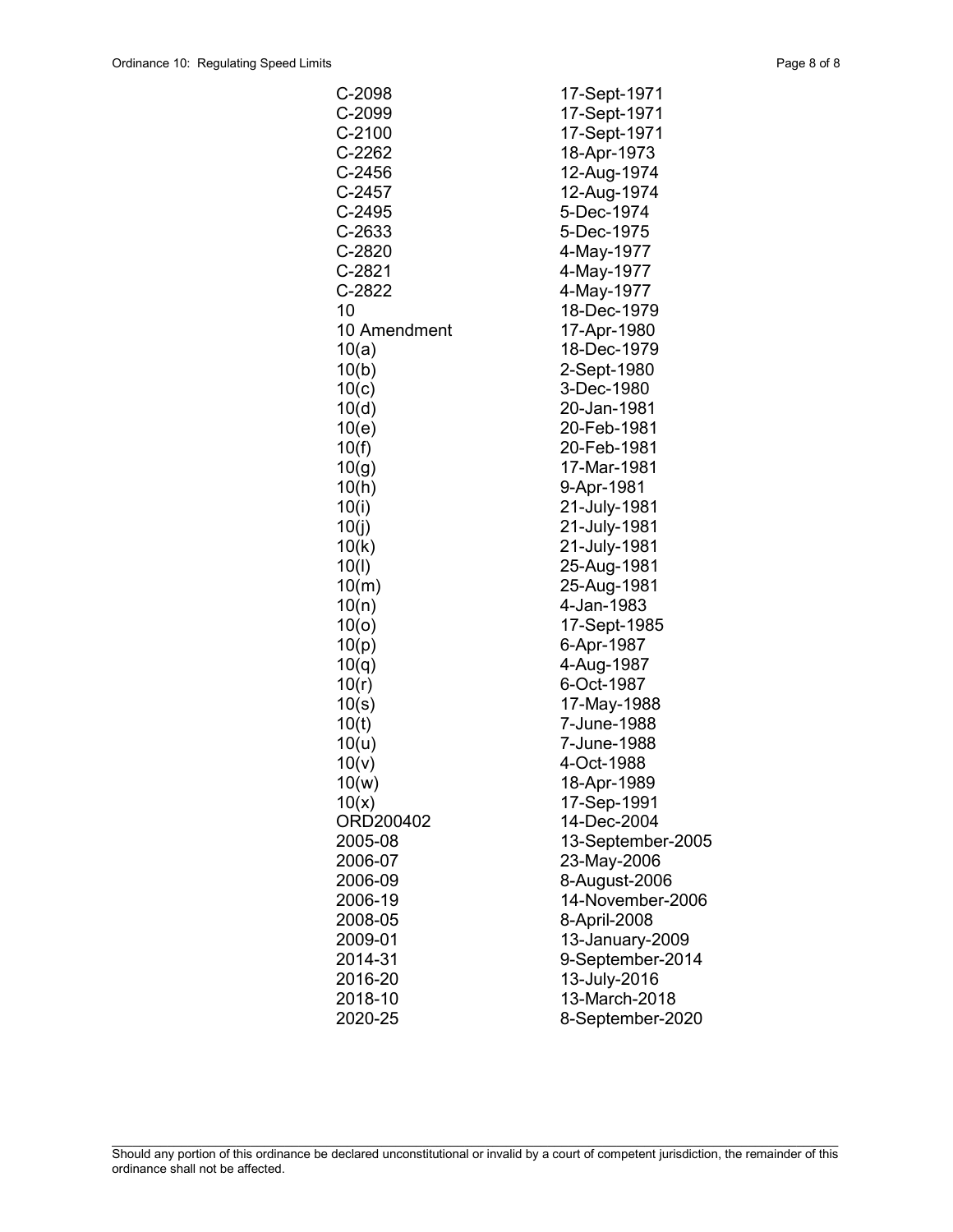| | |
|---|---|
| C-2098 | 17-Sept-1971 |
| C-2099 | 17-Sept-1971 |
| C-2100 | 17-Sept-1971 |
| C-2262 | 18-Apr-1973 |
| C-2456 | 12-Aug-1974 |
| C-2457 | 12-Aug-1974 |
| C-2495 | 5-Dec-1974 |
| C-2633 | 5-Dec-1975 |
| C-2820 | 4-May-1977 |
| C-2821 | 4-May-1977 |
| C-2822 | 4-May-1977 |
| 10 | 18-Dec-1979 |
| 10 Amendment | 17-Apr-1980 |
| 10(a) | 18-Dec-1979 |
| 10(b) | 2-Sept-1980 |
| 10(c) | 3-Dec-1980 |
| 10(d) | 20-Jan-1981 |
| 10(e) | 20-Feb-1981 |
| 10(f) | 20-Feb-1981 |
| 10(g) | 17-Mar-1981 |
| 10(h) | 9-Apr-1981 |
| 10(i) | 21-July-1981 |
| 10(j) | 21-July-1981 |
| 10(k) | 21-July-1981 |
| 10(l) | 25-Aug-1981 |
| 10(m) | 25-Aug-1981 |
| 10(n) | 4-Jan-1983 |
| 10(o) | 17-Sept-1985 |
| 10(p) | 6-Apr-1987 |
| 10(q) | 4-Aug-1987 |
| 10(r) | 6-Oct-1987 |
| 10(s) | 17-May-1988 |
| 10(t) | 7-June-1988 |
| 10(u) | 7-June-1988 |
| 10(v) | 4-Oct-1988 |
| 10(w) | 18-Apr-1989 |
| 10(x) | 17-Sep-1991 |
| ORD200402 | 14-Dec-2004 |
| 2005-08 | 13-September-2005 |
| 2006-07 | 23-May-2006 |
| 2006-09 | 8-August-2006 |
| 2006-19 | 14-November-2006 |
| 2008-05 | 8-April-2008 |
| 2009-01 | 13-January-2009 |
| 2014-31 | 9-September-2014 |
| 2016-20 | 13-July-2016 |
| 2018-10 | 13-March-2018 |
| 2020-25 | 8-September-2020 |